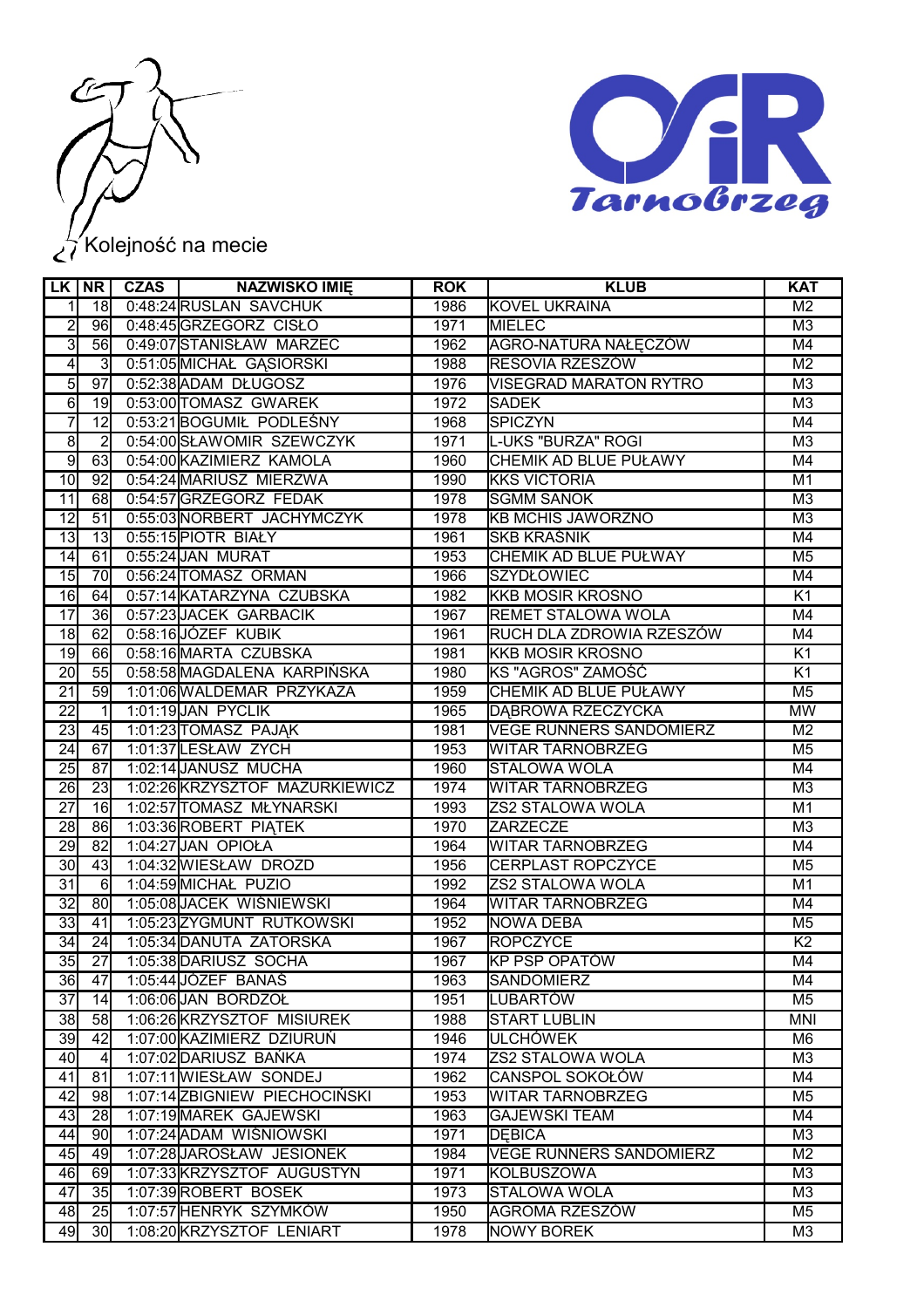Kolejność na mecie

| LK | NR | CZAS | NAZWISKO IMIĘ | ROK | KLUB | KAT |
|---|---|---|---|---|---|---|
| 1 | 18 | 0:48:24 | RUSLAN SAVCHUK | 1986 | KOVEL UKRAINA | M2 |
| 2 | 96 | 0:48:45 | GRZEGORZ CISŁO | 1971 | MIELEC | M3 |
| 3 | 56 | 0:49:07 | STANISŁAW MARZEC | 1962 | AGRO-NATURA NAŁĘCZÓW | M4 |
| 4 | 3 | 0:51:05 | MICHAŁ GĄSIORSKI | 1988 | RESOVIA RZESZÓW | M2 |
| 5 | 97 | 0:52:38 | ADAM DŁUGOSZ | 1976 | VISEGRAD MARATON RYTRO | M3 |
| 6 | 19 | 0:53:00 | TOMASZ GWAREK | 1972 | SADEK | M3 |
| 7 | 12 | 0:53:21 | BOGUMIŁ PODLEŚNY | 1968 | SPICZYN | M4 |
| 8 | 2 | 0:54:00 | SŁAWOMIR SZEWCZYK | 1971 | L-UKS "BURZA" ROGI | M3 |
| 9 | 63 | 0:54:00 | KAZIMIERZ KAMOLA | 1960 | CHEMIK AD BLUE PUŁAWY | M4 |
| 10 | 92 | 0:54:24 | MARIUSZ MIERZWA | 1990 | KKS VICTORIA | M1 |
| 11 | 68 | 0:54:57 | GRZEGORZ FEDAK | 1978 | SGMM SANOK | M3 |
| 12 | 51 | 0:55:03 | NORBERT JACHYMCZYK | 1978 | KB MCHIS JAWORZNO | M3 |
| 13 | 13 | 0:55:15 | PIOTR BIAŁY | 1961 | SKB KRAŚNIK | M4 |
| 14 | 61 | 0:55:24 | JAN MURAT | 1953 | CHEMIK AD BLUE PUŁWAY | M5 |
| 15 | 70 | 0:56:24 | TOMASZ ORMAN | 1966 | SZYDŁOWIEC | M4 |
| 16 | 64 | 0:57:14 | KATARZYNA CZUBSKA | 1982 | KKB MOSIR KROSNO | K1 |
| 17 | 36 | 0:57:23 | JACEK GARBACIK | 1967 | REMET STALOWA WOLA | M4 |
| 18 | 62 | 0:58:16 | JÓZEF KUBIK | 1961 | RUCH DLA ZDROWIA RZESZÓW | M4 |
| 19 | 66 | 0:58:16 | MARTA CZUBSKA | 1981 | KKB MOSIR KROSNO | K1 |
| 20 | 55 | 0:58:58 | MAGDALENA KARPIŃSKA | 1980 | KS "AGROS" ZAMOŚĆ | K1 |
| 21 | 59 | 1:01:06 | WALDEMAR PRZYKAZA | 1959 | CHEMIK AD BLUE PUŁAWY | M5 |
| 22 | 1 | 1:01:19 | JAN PYCLIK | 1965 | DĄBROWA RZECZYCKA | MW |
| 23 | 45 | 1:01:23 | TOMASZ PAJĄK | 1981 | VEGE RUNNERS SANDOMIERZ | M2 |
| 24 | 67 | 1:01:37 | LESŁAW ZYCH | 1953 | WITAR TARNOBRZEG | M5 |
| 25 | 87 | 1:02:14 | JANUSZ MUCHA | 1960 | STALOWA WOLA | M4 |
| 26 | 23 | 1:02:26 | KRZYSZTOF MAZURKIEWICZ | 1974 | WITAR TARNOBRZEG | M3 |
| 27 | 16 | 1:02:57 | TOMASZ MŁYNARSKI | 1993 | ZS2 STALOWA WOLA | M1 |
| 28 | 86 | 1:03:36 | ROBERT PIĄTEK | 1970 | ZARZECZE | M3 |
| 29 | 82 | 1:04:27 | JAN OPIOŁA | 1964 | WITAR TARNOBRZEG | M4 |
| 30 | 43 | 1:04:32 | WIESŁAW DROZD | 1956 | CERPLAST ROPCZYCE | M5 |
| 31 | 6 | 1:04:59 | MICHAŁ PUZIO | 1992 | ZS2 STALOWA WOLA | M1 |
| 32 | 80 | 1:05:08 | JACEK WIŚNIEWSKI | 1964 | WITAR TARNOBRZEG | M4 |
| 33 | 41 | 1:05:23 | ZYGMUNT RUTKOWSKI | 1952 | NOWA DEBA | M5 |
| 34 | 24 | 1:05:34 | DANUTA ZATORSKA | 1967 | ROPCZYCE | K2 |
| 35 | 27 | 1:05:38 | DARIUSZ SOCHA | 1967 | KP PSP OPATÓW | M4 |
| 36 | 47 | 1:05:44 | JÓZEF BANAS | 1963 | SANDOMIERZ | M4 |
| 37 | 14 | 1:06:06 | JAN BORDZOŁ | 1951 | LUBARTÓW | M5 |
| 38 | 58 | 1:06:26 | KRZYSZTOF MISIUREK | 1988 | START LUBLIN | MNI |
| 39 | 42 | 1:07:00 | KAZIMIERZ DZIURUŃ | 1946 | ULCHÓWEK | M6 |
| 40 | 4 | 1:07:02 | DARIUSZ BAŃKA | 1974 | ZS2 STALOWA WOLA | M3 |
| 41 | 81 | 1:07:11 | WIESŁAW SONDEJ | 1962 | CANSPOL SOKOŁÓW | M4 |
| 42 | 98 | 1:07:14 | ZBIGNIEW PIECHOCIŃSKI | 1953 | WITAR TARNOBRZEG | M5 |
| 43 | 28 | 1:07:19 | MAREK GAJEWSKI | 1963 | GAJEWSKI TEAM | M4 |
| 44 | 90 | 1:07:24 | ADAM WIŚNIOWSKI | 1971 | DĘBICA | M3 |
| 45 | 49 | 1:07:28 | JAROSŁAW JESIONEK | 1984 | VEGE RUNNERS SANDOMIERZ | M2 |
| 46 | 69 | 1:07:33 | KRZYSZTOF AUGUSTYN | 1971 | KOLBUSZOWA | M3 |
| 47 | 35 | 1:07:39 | ROBERT BOSEK | 1973 | STALOWA WOLA | M3 |
| 48 | 25 | 1:07:57 | HENRYK SZYMKÓW | 1950 | AGROMA RZESZÓW | M5 |
| 49 | 30 | 1:08:20 | KRZYSZTOF LENIART | 1978 | NOWY BOREK | M3 |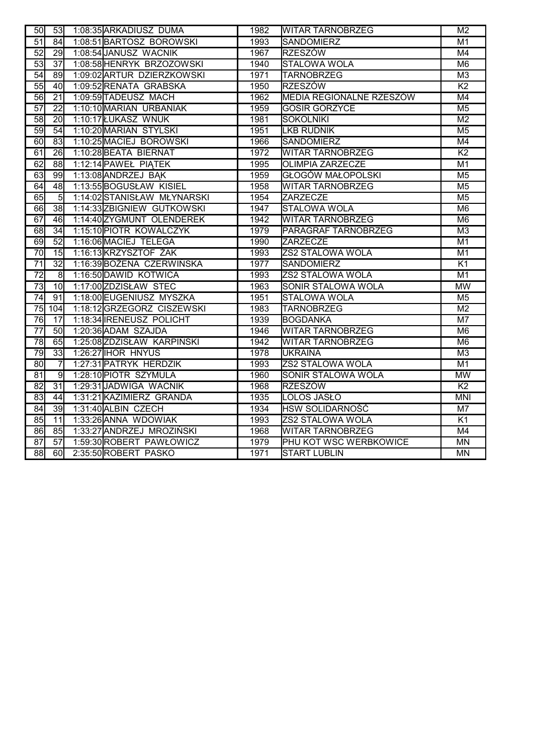| | | | | | | |
|---|---|---|---|---|---|---|
| 50 | 53 | 1:08:35 | ARKADIUSZ DUMA | 1982 | WITAR TARNOBRZEG | M2 |
| 51 | 84 | 1:08:51 | BARTOSZ BOROWSKI | 1993 | SANDOMIERZ | M1 |
| 52 | 29 | 1:08:54 | JANUSZ WACNIK | 1967 | RZESZÓW | M4 |
| 53 | 37 | 1:08:58 | HENRYK BRZOZOWSKI | 1940 | STALOWA WOLA | M6 |
| 54 | 89 | 1:09:02 | ARTUR DZIERZKOWSKI | 1971 | TARNOBRZEG | M3 |
| 55 | 40 | 1:09:52 | RENATA GRABSKA | 1950 | RZESZÓW | K2 |
| 56 | 21 | 1:09:59 | TADEUSZ MACH | 1962 | MEDIA REGIONALNE RZESZÓW | M4 |
| 57 | 22 | 1:10:10 | MARIAN URBANIAK | 1959 | GOSIR GORZYCE | M5 |
| 58 | 20 | 1:10:17 | ŁUKASZ WNUK | 1981 | SOKOLNIKI | M2 |
| 59 | 54 | 1:10:20 | MARIAN STYLSKI | 1951 | LKB RUDNIK | M5 |
| 60 | 83 | 1:10:25 | MACIEJ BOROWSKI | 1966 | SANDOMIERZ | M4 |
| 61 | 26 | 1:10:28 | BEATA BIERNAT | 1972 | WITAR TARNOBRZEG | K2 |
| 62 | 88 | 1:12:14 | PAWEŁ PIĄTEK | 1995 | OLIMPIA ZARZECZE | M1 |
| 63 | 99 | 1:13:08 | ANDRZEJ BĄK | 1959 | GŁOGÓW MAŁOPOLSKI | M5 |
| 64 | 48 | 1:13:55 | BOGUSŁAW KISIEL | 1958 | WITAR TARNOBRZEG | M5 |
| 65 | 5 | 1:14:02 | STANISŁAW MŁYNARSKI | 1954 | ZARZECZE | M5 |
| 66 | 38 | 1:14:33 | ZBIGNIEW GUTKOWSKI | 1947 | STALOWA WOLA | M6 |
| 67 | 46 | 1:14:40 | ZYGMUNT OLENDEREK | 1942 | WITAR TARNOBRZEG | M6 |
| 68 | 34 | 1:15:10 | PIOTR KOWALCZYK | 1979 | PARAGRAF TARNOBRZEG | M3 |
| 69 | 52 | 1:16:06 | MACIEJ TELEGA | 1990 | ZARZECZE | M1 |
| 70 | 15 | 1:16:13 | KRZYSZTOF ŻAK | 1993 | ZS2 STALOWA WOLA | M1 |
| 71 | 32 | 1:16:39 | BOŻENA CZERWIŃSKA | 1977 | SANDOMIERZ | K1 |
| 72 | 8 | 1:16:50 | DAWID KOTWICA | 1993 | ZS2 STALOWA WOLA | M1 |
| 73 | 10 | 1:17:00 | ZDZISŁAW STEC | 1963 | SONIR STALOWA WOLA | MW |
| 74 | 91 | 1:18:00 | EUGENIUSZ MYSZKA | 1951 | STALOWA WOLA | M5 |
| 75 | 104 | 1:18:12 | GRZEGORZ CISZEWSKI | 1983 | TARNOBRZEG | M2 |
| 76 | 17 | 1:18:34 | IRENEUSZ POLICHT | 1939 | BOGDANKA | M7 |
| 77 | 50 | 1:20:36 | ADAM SZAJDA | 1946 | WITAR TARNOBRZEG | M6 |
| 78 | 65 | 1:25:08 | ZDZISŁAW KARPIŃSKI | 1942 | WITAR TARNOBRZEG | M6 |
| 79 | 33 | 1:26:27 | IHOR HNYUS | 1978 | UKRAINA | M3 |
| 80 | 7 | 1:27:31 | PATRYK HERDZIK | 1993 | ZS2 STALOWA WOLA | M1 |
| 81 | 9 | 1:28:10 | PIOTR SZYMULA | 1960 | SONIR STALOWA WOLA | MW |
| 82 | 31 | 1:29:31 | JADWIGA WACNIK | 1968 | RZESZÓW | K2 |
| 83 | 44 | 1:31:21 | KAZIMIERZ GRANDA | 1935 | LOLOS JASŁO | MNI |
| 84 | 39 | 1:31:40 | ALBIN CZECH | 1934 | HSW SOLIDARNOŚĆ | M7 |
| 85 | 11 | 1:33:26 | ANNA WDOWIAK | 1993 | ZS2 STALOWA WOLA | K1 |
| 86 | 85 | 1:33:27 | ANDRZEJ MROZIŃSKI | 1968 | WITAR TARNOBRZEG | M4 |
| 87 | 57 | 1:59:30 | ROBERT PAWŁOWICZ | 1979 | PHU KOT WSC WERBKOWICE | MN |
| 88 | 60 | 2:35:50 | ROBERT PASKO | 1971 | START LUBLIN | MN |